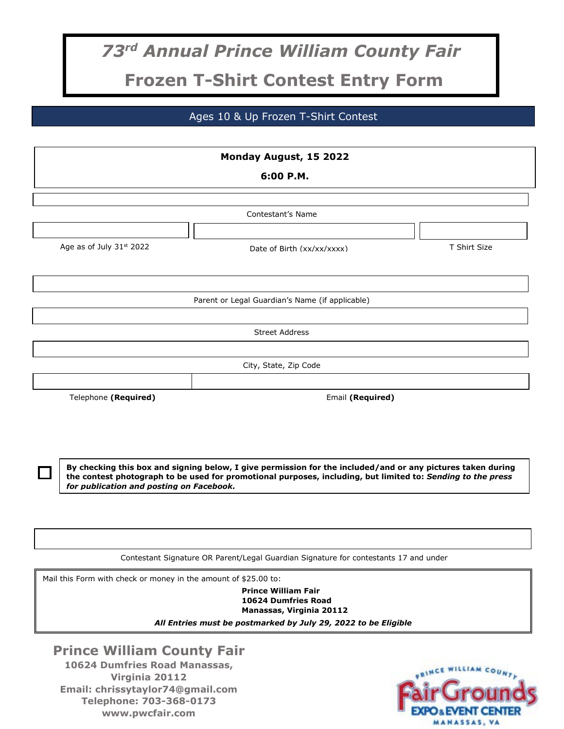# 73rd Annual Prince William County Fair

# Frozen T-Shirt Contest Entry Form

## Ages 10 & Up Frozen T-Shirt Contest

**Monday August, 15 2022**

**6:00 P.M.**

Contestant's Name

| Age as of July 31st 2022 | Date of Birth (xx/xx/xxxx) | T Shirt Size |
| --- | --- | --- |
| | | |

Parent or Legal Guardian's Name (if applicable)

Street Address

City, State, Zip Code

| Telephone **(Required)** | Email **(Required)** |
| --- | --- |
| | |

☐ **By checking this box and signing below, I give permission for the included/and or any pictures taken during the contest photograph to be used for promotional purposes, including, but limited to:** ***Sending to the press for publication and posting on Facebook.***

Contestant Signature OR Parent/Legal Guardian Signature for contestants 17 and under

Mail this Form with check or money in the amount of $25.00 to:

**Prince William Fair**
**10624 Dumfries Road**
**Manassas, Virginia 20112**

***All Entries must be postmarked by July 29, 2022 to be Eligible***

**Prince William County Fair**
**10624 Dumfries Road Manassas, Virginia 20112**
**Email: chrissytaylor74@gmail.com**
**Telephone: 703-368-0173**
**www.pwcfair.com**

Prince William County FairGrounds Expo & Event Center Manassas, VA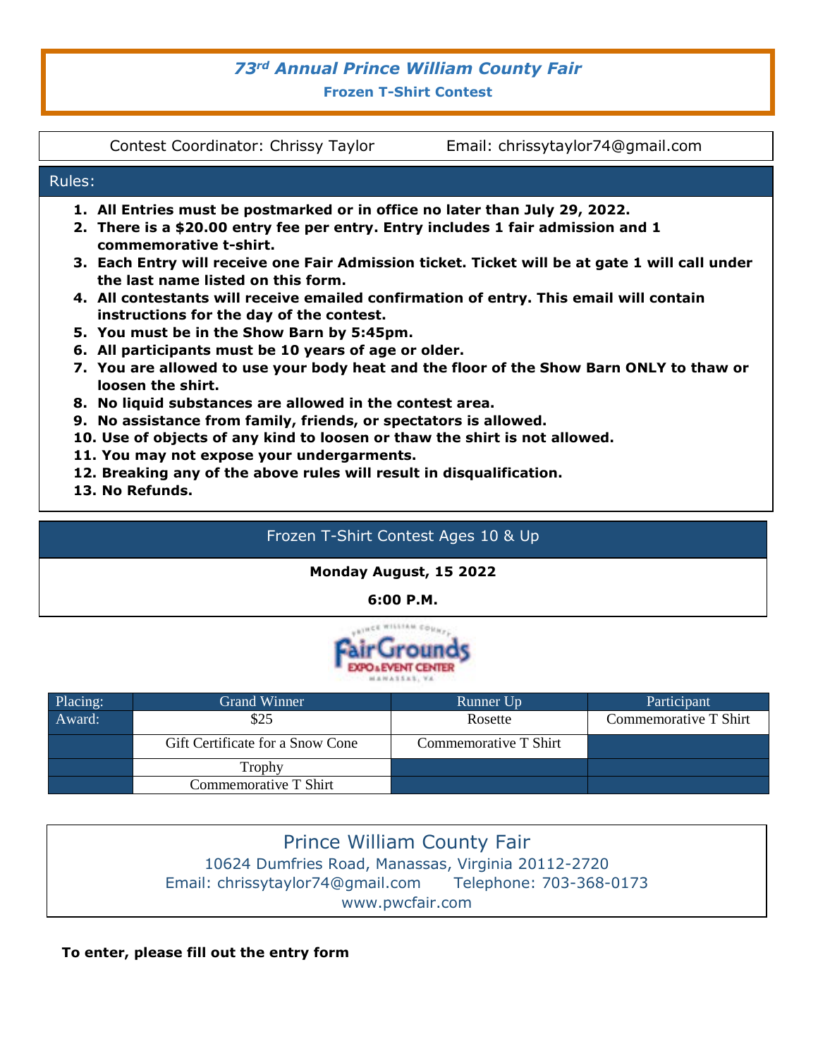# *73rd Annual Prince William County Fair*

## Frozen T-Shirt Contest

Contest Coordinator: Chrissy Taylor Email: chrissytaylor74@gmail.com

Rules:

1. **All Entries must be postmarked or in office no later than July 29, 2022.**
2. **There is a $20.00 entry fee per entry. Entry includes 1 fair admission and 1 commemorative t-shirt.**
3. **Each Entry will receive one Fair Admission ticket. Ticket will be at gate 1 will call under the last name listed on this form.**
4. **All contestants will receive emailed confirmation of entry. This email will contain instructions for the day of the contest.**
5. **You must be in the Show Barn by 5:45pm.**
6. **All participants must be 10 years of age or older.**
7. **You are allowed to use your body heat and the floor of the Show Barn ONLY to thaw or loosen the shirt.**
8. **No liquid substances are allowed in the contest area.**
9. **No assistance from family, friends, or spectators is allowed.**
10. **Use of objects of any kind to loosen or thaw the shirt is not allowed.**
11. **You may not expose your undergarments.**
12. **Breaking any of the above rules will result in disqualification.**
13. **No Refunds.**

Frozen T-Shirt Contest Ages 10 & Up

**Monday August, 15 2022**

**6:00 P.M.**

| Placing: | Grand Winner | Runner Up | Participant |
|---|---|---|---|
| Award: | $25 | Rosette | Commemorative T Shirt |
| | Gift Certificate for a Snow Cone | Commemorative T Shirt | |
| | Trophy | | |
| | Commemorative T Shirt | | |

Prince William County Fair
10624 Dumfries Road, Manassas, Virginia 20112-2720
Email: chrissytaylor74@gmail.com Telephone: 703-368-0173
www.pwcfair.com

**To enter, please fill out the entry form**